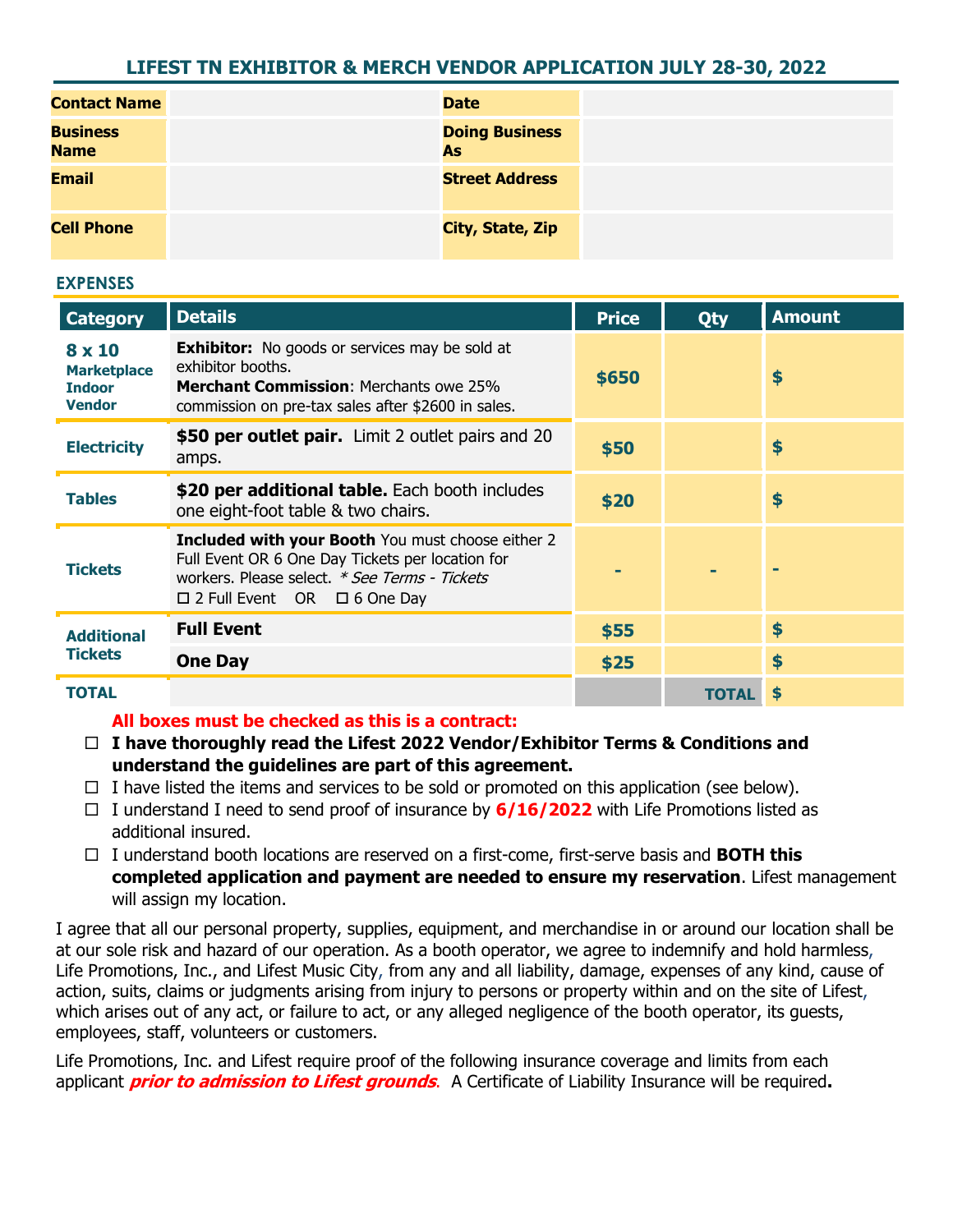# LIFEST TN EXHIBITOR & MERCH VENDOR APPLICATION JULY 28-30, 2022

| Contact Name | | Date | |
|---|---|---|---|
| Business Name | | Doing Business As | |
| Email | | Street Address | |
| Cell Phone | | City, State, Zip | |

## EXPENSES

| Category | Details | Price | Qty | Amount |
|---|---|---|---|---|
| **8 x 10 Marketplace Indoor Vendor** | **Exhibitor:** No goods or services may be sold at exhibitor booths. **Merchant Commission**: Merchants owe 25% commission on pre-tax sales after $2600 in sales. | $650 | | $ |
| **Electricity** | **$50 per outlet pair.** Limit 2 outlet pairs and 20 amps. | $50 | | $ |
| **Tables** | **$20 per additional table.** Each booth includes one eight-foot table & two chairs. | $20 | | $ |
| **Tickets** | **Included with your Booth** You must choose either 2 Full Event OR 6 One Day Tickets per location for workers. Please select. *\* See Terms - Tickets* ☐ 2 Full Event OR ☐ 6 One Day | - | - | - |
| **Additional Tickets** | **Full Event** | $55 | | $ |
| | **One Day** | $25 | | $ |
| **TOTAL** | | | TOTAL | $ |

**All boxes must be checked as this is a contract:**

- ☐ **I have thoroughly read the Lifest 2022 Vendor/Exhibitor Terms & Conditions and understand the guidelines are part of this agreement.**
- ☐ I have listed the items and services to be sold or promoted on this application (see below).
- ☐ I understand I need to send proof of insurance by **6/16/2022** with Life Promotions listed as additional insured.
- ☐ I understand booth locations are reserved on a first-come, first-serve basis and **BOTH this completed application and payment are needed to ensure my reservation**. Lifest management will assign my location.

I agree that all our personal property, supplies, equipment, and merchandise in or around our location shall be at our sole risk and hazard of our operation. As a booth operator, we agree to indemnify and hold harmless, Life Promotions, Inc., and Lifest Music City, from any and all liability, damage, expenses of any kind, cause of action, suits, claims or judgments arising from injury to persons or property within and on the site of Lifest, which arises out of any act, or failure to act, or any alleged negligence of the booth operator, its guests, employees, staff, volunteers or customers.

Life Promotions, Inc. and Lifest require proof of the following insurance coverage and limits from each applicant ***prior to admission to Lifest grounds***. A Certificate of Liability Insurance will be required**.**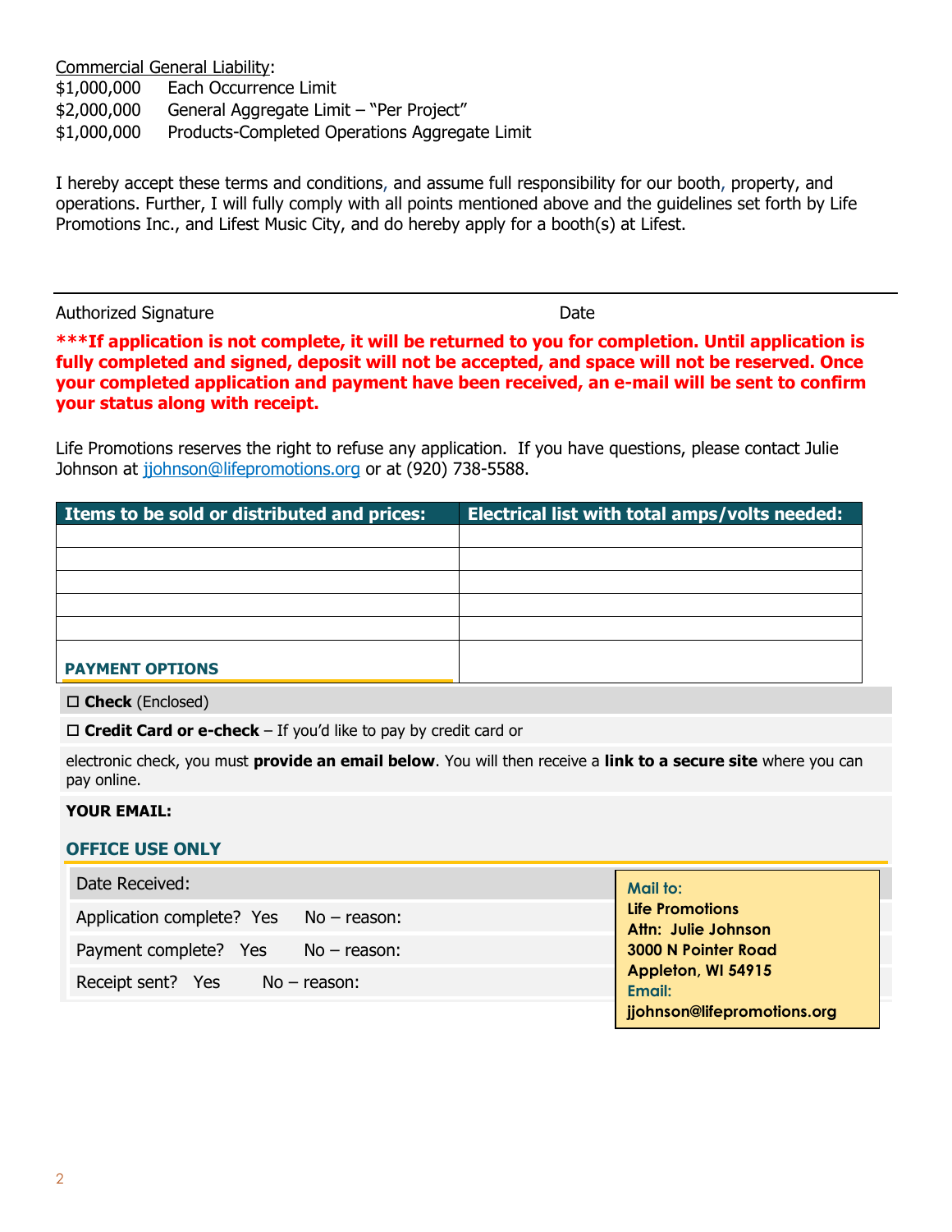Commercial General Liability:

$1,000,000 Each Occurrence Limit
$2,000,000 General Aggregate Limit – "Per Project"
$1,000,000 Products-Completed Operations Aggregate Limit

I hereby accept these terms and conditions, and assume full responsibility for our booth, property, and operations. Further, I will fully comply with all points mentioned above and the guidelines set forth by Life Promotions Inc., and Lifest Music City, and do hereby apply for a booth(s) at Lifest.

Authorized Signature Date

**\*\*\*If application is not complete, it will be returned to you for completion. Until application is fully completed and signed, deposit will not be accepted, and space will not be reserved. Once your completed application and payment have been received, an e-mail will be sent to confirm your status along with receipt.**

Life Promotions reserves the right to refuse any application. If you have questions, please contact Julie Johnson at jjohnson@lifepromotions.org or at (920) 738-5588.

| Items to be sold or distributed and prices: | Electrical list with total amps/volts needed: |
|---|---|
| | |
| | |
| | |
| | |
| | |
| | |

**PAYMENT OPTIONS**

☐ **Check** (Enclosed)

☐ **Credit Card or e-check** – If you'd like to pay by credit card or electronic check, you must **provide an email below**. You will then receive a **link to a secure site** where you can pay online.

**YOUR EMAIL:**

**OFFICE USE ONLY**

Date Received:

Application complete? Yes No – reason:

Payment complete? Yes No – reason:

Receipt sent? Yes No – reason:

**Mail to:**
**Life Promotions**
**Attn: Julie Johnson**
**3000 N Pointer Road**
**Appleton, WI 54915**
**Email:**
**jjohnson@lifepromotions.org**